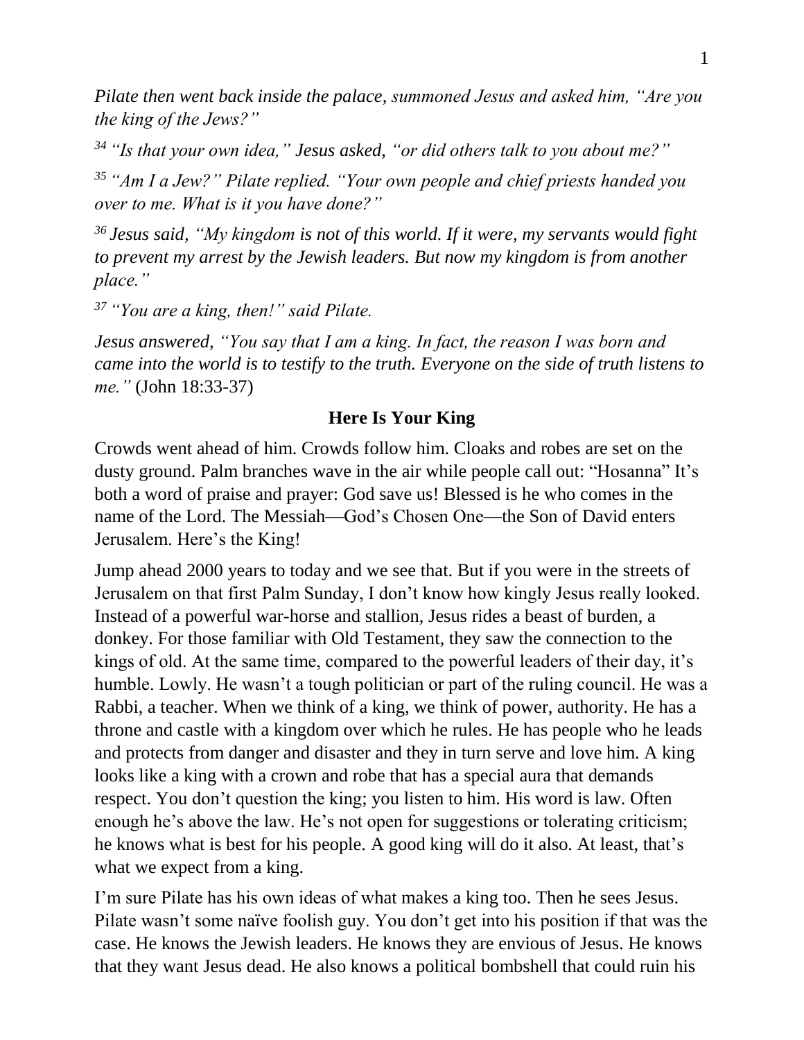*Pilate then went back inside the palace, summoned Jesus and asked him, "Are you the king of the Jews?"*

*[34] "Is that your own idea," Jesus asked, "or did others talk to you about me?"*

*[35] "Am I a Jew?" Pilate replied. "Your own people and chief priests handed you over to me. What is it you have done?"*

*[36] Jesus said, "My kingdom is not of this world. If it were, my servants would fight to prevent my arrest by the Jewish leaders. But now my kingdom is from another place."*

*[37] "You are a king, then!" said Pilate.*

*Jesus answered, "You say that I am a king. In fact, the reason I was born and came into the world is to testify to the truth. Everyone on the side of truth listens to me."* (John 18:33-37)

## Here Is Your King

Crowds went ahead of him. Crowds follow him. Cloaks and robes are set on the dusty ground. Palm branches wave in the air while people call out: "Hosanna" It's both a word of praise and prayer: God save us! Blessed is he who comes in the name of the Lord. The Messiah—God's Chosen One—the Son of David enters Jerusalem. Here's the King!

Jump ahead 2000 years to today and we see that. But if you were in the streets of Jerusalem on that first Palm Sunday, I don't know how kingly Jesus really looked. Instead of a powerful war-horse and stallion, Jesus rides a beast of burden, a donkey. For those familiar with Old Testament, they saw the connection to the kings of old. At the same time, compared to the powerful leaders of their day, it's humble. Lowly. He wasn't a tough politician or part of the ruling council. He was a Rabbi, a teacher. When we think of a king, we think of power, authority. He has a throne and castle with a kingdom over which he rules. He has people who he leads and protects from danger and disaster and they in turn serve and love him. A king looks like a king with a crown and robe that has a special aura that demands respect. You don't question the king; you listen to him. His word is law. Often enough he's above the law. He's not open for suggestions or tolerating criticism; he knows what is best for his people. A good king will do it also. At least, that's what we expect from a king.

I'm sure Pilate has his own ideas of what makes a king too. Then he sees Jesus. Pilate wasn't some naïve foolish guy. You don't get into his position if that was the case. He knows the Jewish leaders. He knows they are envious of Jesus. He knows that they want Jesus dead. He also knows a political bombshell that could ruin his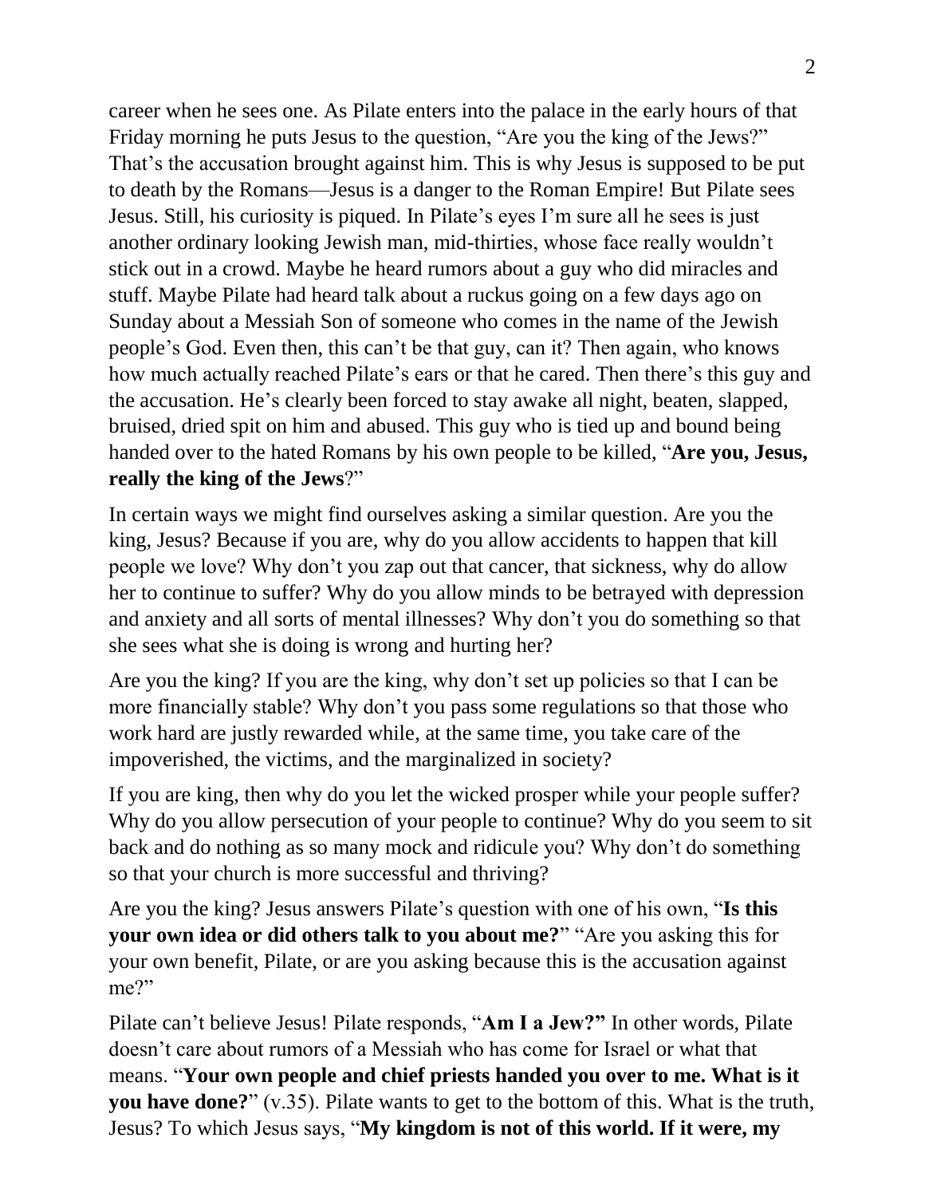career when he sees one. As Pilate enters into the palace in the early hours of that Friday morning he puts Jesus to the question, "Are you the king of the Jews?" That's the accusation brought against him. This is why Jesus is supposed to be put to death by the Romans—Jesus is a danger to the Roman Empire! But Pilate sees Jesus. Still, his curiosity is piqued. In Pilate's eyes I'm sure all he sees is just another ordinary looking Jewish man, mid-thirties, whose face really wouldn't stick out in a crowd. Maybe he heard rumors about a guy who did miracles and stuff. Maybe Pilate had heard talk about a ruckus going on a few days ago on Sunday about a Messiah Son of someone who comes in the name of the Jewish people's God. Even then, this can't be that guy, can it? Then again, who knows how much actually reached Pilate's ears or that he cared. Then there's this guy and the accusation. He's clearly been forced to stay awake all night, beaten, slapped, bruised, dried spit on him and abused. This guy who is tied up and bound being handed over to the hated Romans by his own people to be killed, "**Are you, Jesus, really the king of the Jews**?"

In certain ways we might find ourselves asking a similar question. Are you the king, Jesus? Because if you are, why do you allow accidents to happen that kill people we love? Why don't you zap out that cancer, that sickness, why do allow her to continue to suffer? Why do you allow minds to be betrayed with depression and anxiety and all sorts of mental illnesses? Why don't you do something so that she sees what she is doing is wrong and hurting her?

Are you the king? If you are the king, why don't set up policies so that I can be more financially stable? Why don't you pass some regulations so that those who work hard are justly rewarded while, at the same time, you take care of the impoverished, the victims, and the marginalized in society?

If you are king, then why do you let the wicked prosper while your people suffer? Why do you allow persecution of your people to continue? Why do you seem to sit back and do nothing as so many mock and ridicule you? Why don't do something so that your church is more successful and thriving?

Are you the king? Jesus answers Pilate's question with one of his own, "**Is this your own idea or did others talk to you about me?**" "Are you asking this for your own benefit, Pilate, or are you asking because this is the accusation against me?"

Pilate can't believe Jesus! Pilate responds, "**Am I a Jew?"** In other words, Pilate doesn't care about rumors of a Messiah who has come for Israel or what that means. "**Your own people and chief priests handed you over to me. What is it you have done?**" (v.35). Pilate wants to get to the bottom of this. What is the truth, Jesus? To which Jesus says, "**My kingdom is not of this world. If it were, my**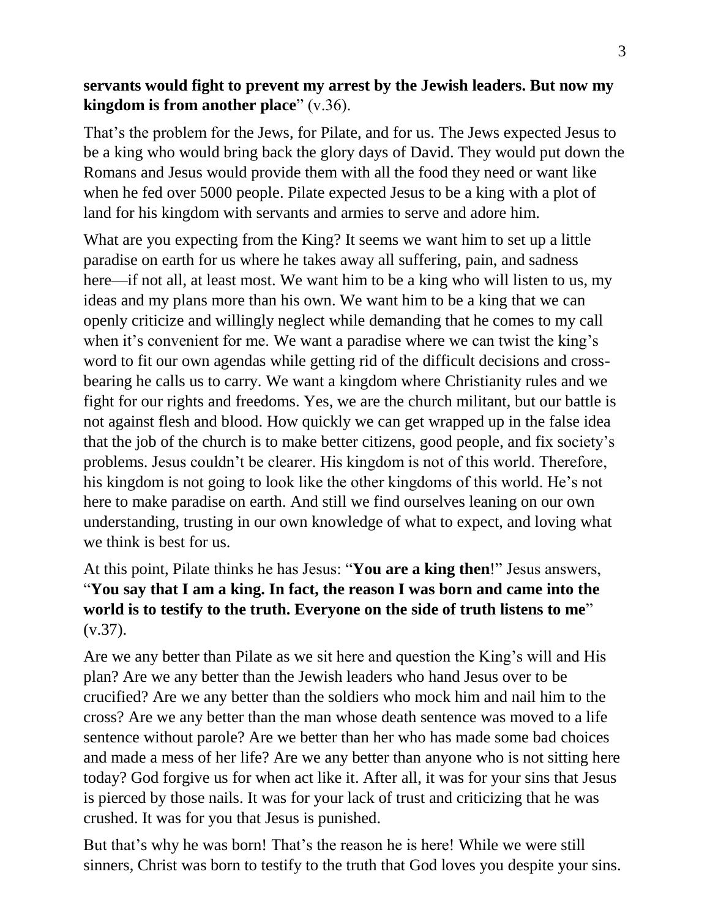**servants would fight to prevent my arrest by the Jewish leaders. But now my kingdom is from another place**" (v.36).

That's the problem for the Jews, for Pilate, and for us. The Jews expected Jesus to be a king who would bring back the glory days of David. They would put down the Romans and Jesus would provide them with all the food they need or want like when he fed over 5000 people. Pilate expected Jesus to be a king with a plot of land for his kingdom with servants and armies to serve and adore him.

What are you expecting from the King? It seems we want him to set up a little paradise on earth for us where he takes away all suffering, pain, and sadness here—if not all, at least most. We want him to be a king who will listen to us, my ideas and my plans more than his own. We want him to be a king that we can openly criticize and willingly neglect while demanding that he comes to my call when it's convenient for me. We want a paradise where we can twist the king's word to fit our own agendas while getting rid of the difficult decisions and cross-bearing he calls us to carry. We want a kingdom where Christianity rules and we fight for our rights and freedoms. Yes, we are the church militant, but our battle is not against flesh and blood. How quickly we can get wrapped up in the false idea that the job of the church is to make better citizens, good people, and fix society's problems. Jesus couldn't be clearer. His kingdom is not of this world. Therefore, his kingdom is not going to look like the other kingdoms of this world. He's not here to make paradise on earth. And still we find ourselves leaning on our own understanding, trusting in our own knowledge of what to expect, and loving what we think is best for us.

At this point, Pilate thinks he has Jesus: "**You are a king then**!" Jesus answers, "**You say that I am a king. In fact, the reason I was born and came into the world is to testify to the truth. Everyone on the side of truth listens to me**" (v.37).

Are we any better than Pilate as we sit here and question the King's will and His plan? Are we any better than the Jewish leaders who hand Jesus over to be crucified? Are we any better than the soldiers who mock him and nail him to the cross? Are we any better than the man whose death sentence was moved to a life sentence without parole? Are we better than her who has made some bad choices and made a mess of her life? Are we any better than anyone who is not sitting here today? God forgive us for when act like it. After all, it was for your sins that Jesus is pierced by those nails. It was for your lack of trust and criticizing that he was crushed. It was for you that Jesus is punished.

But that's why he was born! That's the reason he is here! While we were still sinners, Christ was born to testify to the truth that God loves you despite your sins.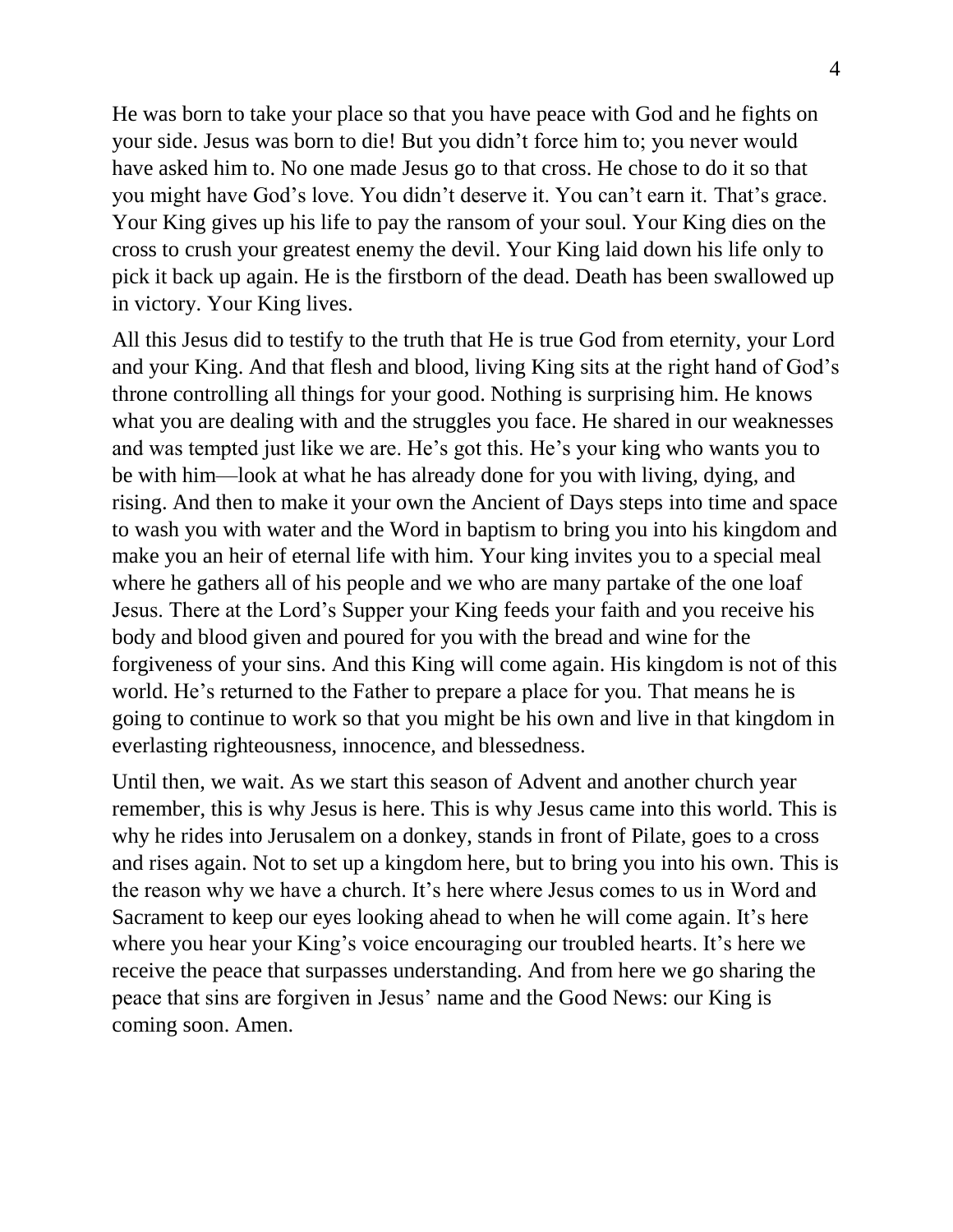He was born to take your place so that you have peace with God and he fights on your side. Jesus was born to die! But you didn't force him to; you never would have asked him to. No one made Jesus go to that cross. He chose to do it so that you might have God's love. You didn't deserve it. You can't earn it. That's grace. Your King gives up his life to pay the ransom of your soul. Your King dies on the cross to crush your greatest enemy the devil. Your King laid down his life only to pick it back up again. He is the firstborn of the dead. Death has been swallowed up in victory. Your King lives.

All this Jesus did to testify to the truth that He is true God from eternity, your Lord and your King. And that flesh and blood, living King sits at the right hand of God's throne controlling all things for your good. Nothing is surprising him. He knows what you are dealing with and the struggles you face. He shared in our weaknesses and was tempted just like we are. He's got this. He's your king who wants you to be with him—look at what he has already done for you with living, dying, and rising. And then to make it your own the Ancient of Days steps into time and space to wash you with water and the Word in baptism to bring you into his kingdom and make you an heir of eternal life with him. Your king invites you to a special meal where he gathers all of his people and we who are many partake of the one loaf Jesus. There at the Lord's Supper your King feeds your faith and you receive his body and blood given and poured for you with the bread and wine for the forgiveness of your sins. And this King will come again. His kingdom is not of this world. He's returned to the Father to prepare a place for you. That means he is going to continue to work so that you might be his own and live in that kingdom in everlasting righteousness, innocence, and blessedness.

Until then, we wait. As we start this season of Advent and another church year remember, this is why Jesus is here. This is why Jesus came into this world. This is why he rides into Jerusalem on a donkey, stands in front of Pilate, goes to a cross and rises again. Not to set up a kingdom here, but to bring you into his own. This is the reason why we have a church. It's here where Jesus comes to us in Word and Sacrament to keep our eyes looking ahead to when he will come again. It's here where you hear your King's voice encouraging our troubled hearts. It's here we receive the peace that surpasses understanding. And from here we go sharing the peace that sins are forgiven in Jesus' name and the Good News: our King is coming soon. Amen.